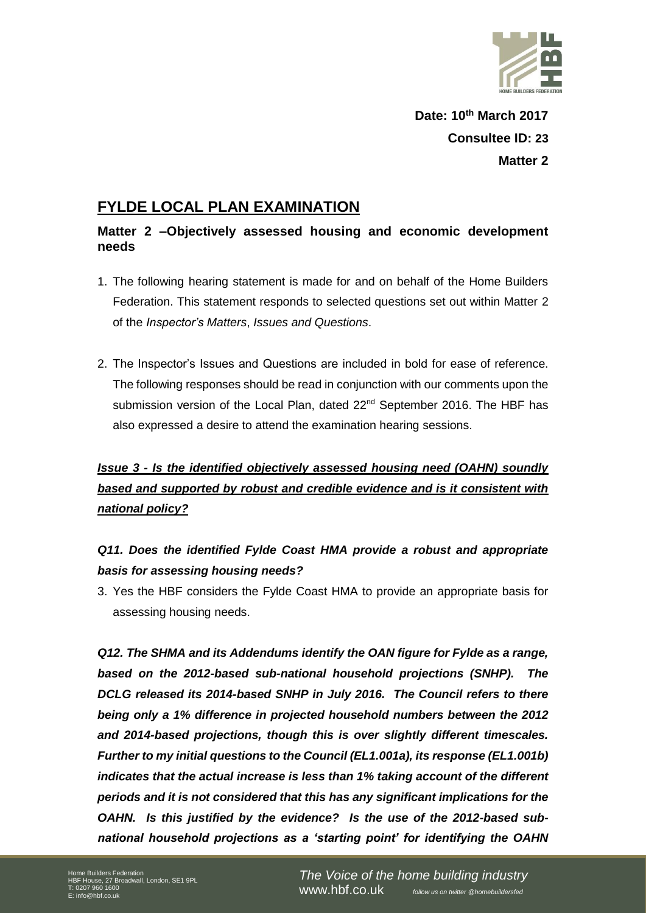**Date: 10th March 2017**

**Consultee ID: 23**

**Matter 2**

# FYLDE LOCAL PLAN EXAMINATION

## Matter 2 –Objectively assessed housing and economic development needs

1. The following hearing statement is made for and on behalf of the Home Builders Federation. This statement responds to selected questions set out within Matter 2 of the *Inspector's Matters*, *Issues and Questions*.

2. The Inspector's Issues and Questions are included in bold for ease of reference. The following responses should be read in conjunction with our comments upon the submission version of the Local Plan, dated 22nd September 2016. The HBF has also expressed a desire to attend the examination hearing sessions.

***Issue 3 - Is the identified objectively assessed housing need (OAHN) soundly based and supported by robust and credible evidence and is it consistent with national policy?***

***Q11. Does the identified Fylde Coast HMA provide a robust and appropriate basis for assessing housing needs?***

3. Yes the HBF considers the Fylde Coast HMA to provide an appropriate basis for assessing housing needs.

***Q12. The SHMA and its Addendums identify the OAN figure for Fylde as a range, based on the 2012-based sub-national household projections (SNHP). The DCLG released its 2014-based SNHP in July 2016. The Council refers to there being only a 1% difference in projected household numbers between the 2012 and 2014-based projections, though this is over slightly different timescales. Further to my initial questions to the Council (EL1.001a), its response (EL1.001b) indicates that the actual increase is less than 1% taking account of the different periods and it is not considered that this has any significant implications for the OAHN. Is this justified by the evidence? Is the use of the 2012-based sub-national household projections as a 'starting point' for identifying the OAHN***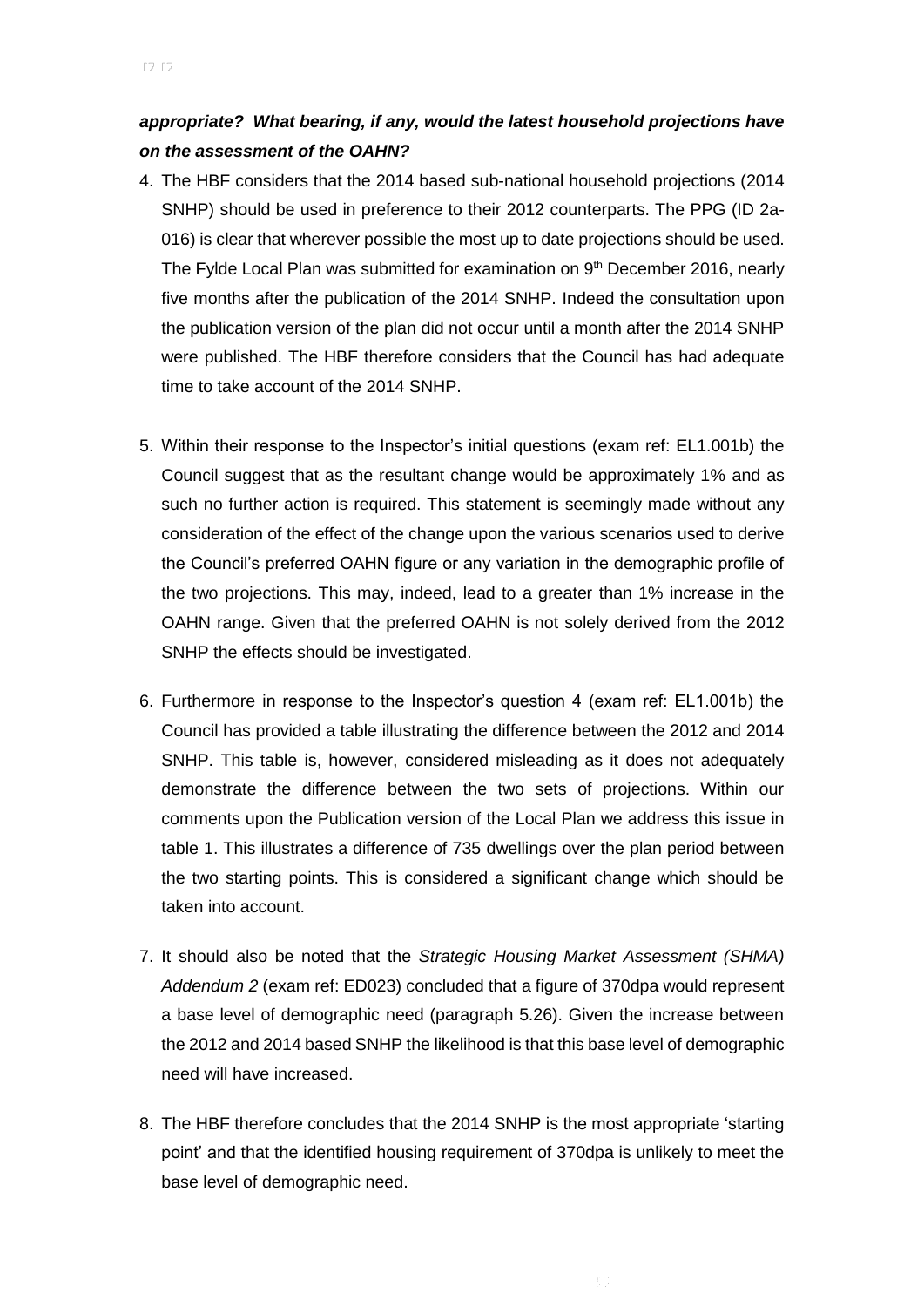***appropriate? What bearing, if any, would the latest household projections have on the assessment of the OAHN?***

4. The HBF considers that the 2014 based sub-national household projections (2014 SNHP) should be used in preference to their 2012 counterparts. The PPG (ID 2a-016) is clear that wherever possible the most up to date projections should be used. The Fylde Local Plan was submitted for examination on 9th December 2016, nearly five months after the publication of the 2014 SNHP. Indeed the consultation upon the publication version of the plan did not occur until a month after the 2014 SNHP were published. The HBF therefore considers that the Council has had adequate time to take account of the 2014 SNHP.

5. Within their response to the Inspector's initial questions (exam ref: EL1.001b) the Council suggest that as the resultant change would be approximately 1% and as such no further action is required. This statement is seemingly made without any consideration of the effect of the change upon the various scenarios used to derive the Council's preferred OAHN figure or any variation in the demographic profile of the two projections. This may, indeed, lead to a greater than 1% increase in the OAHN range. Given that the preferred OAHN is not solely derived from the 2012 SNHP the effects should be investigated.

6. Furthermore in response to the Inspector's question 4 (exam ref: EL1.001b) the Council has provided a table illustrating the difference between the 2012 and 2014 SNHP. This table is, however, considered misleading as it does not adequately demonstrate the difference between the two sets of projections. Within our comments upon the Publication version of the Local Plan we address this issue in table 1. This illustrates a difference of 735 dwellings over the plan period between the two starting points. This is considered a significant change which should be taken into account.

7. It should also be noted that the *Strategic Housing Market Assessment (SHMA) Addendum 2* (exam ref: ED023) concluded that a figure of 370dpa would represent a base level of demographic need (paragraph 5.26). Given the increase between the 2012 and 2014 based SNHP the likelihood is that this base level of demographic need will have increased.

8. The HBF therefore concludes that the 2014 SNHP is the most appropriate 'starting point' and that the identified housing requirement of 370dpa is unlikely to meet the base level of demographic need.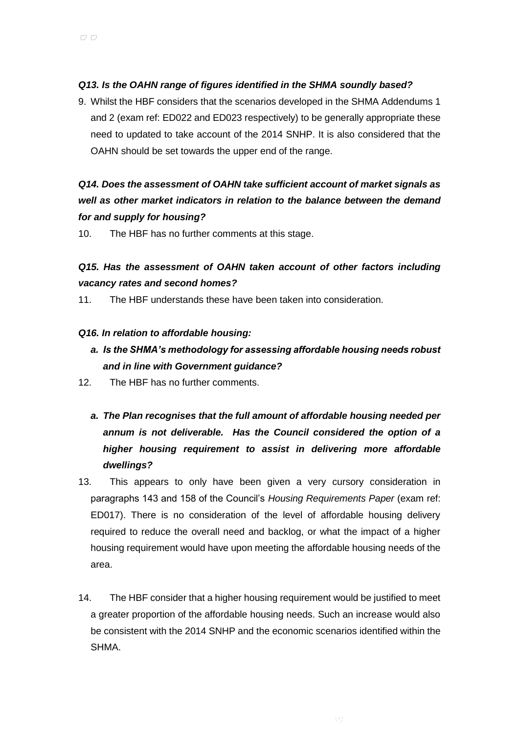***Q13. Is the OAHN range of figures identified in the SHMA soundly based?***

9. Whilst the HBF considers that the scenarios developed in the SHMA Addendums 1 and 2 (exam ref: ED022 and ED023 respectively) to be generally appropriate these need to updated to take account of the 2014 SNHP. It is also considered that the OAHN should be set towards the upper end of the range.

***Q14. Does the assessment of OAHN take sufficient account of market signals as well as other market indicators in relation to the balance between the demand for and supply for housing?***

10. The HBF has no further comments at this stage.

***Q15. Has the assessment of OAHN taken account of other factors including vacancy rates and second homes?***

11. The HBF understands these have been taken into consideration.

***Q16. In relation to affordable housing:***

***a. Is the SHMA's methodology for assessing affordable housing needs robust and in line with Government guidance?***

12. The HBF has no further comments.

***a. The Plan recognises that the full amount of affordable housing needed per annum is not deliverable. Has the Council considered the option of a higher housing requirement to assist in delivering more affordable dwellings?***

13. This appears to only have been given a very cursory consideration in paragraphs 143 and 158 of the Council's *Housing Requirements Paper* (exam ref: ED017). There is no consideration of the level of affordable housing delivery required to reduce the overall need and backlog, or what the impact of a higher housing requirement would have upon meeting the affordable housing needs of the area.

14. The HBF consider that a higher housing requirement would be justified to meet a greater proportion of the affordable housing needs. Such an increase would also be consistent with the 2014 SNHP and the economic scenarios identified within the SHMA.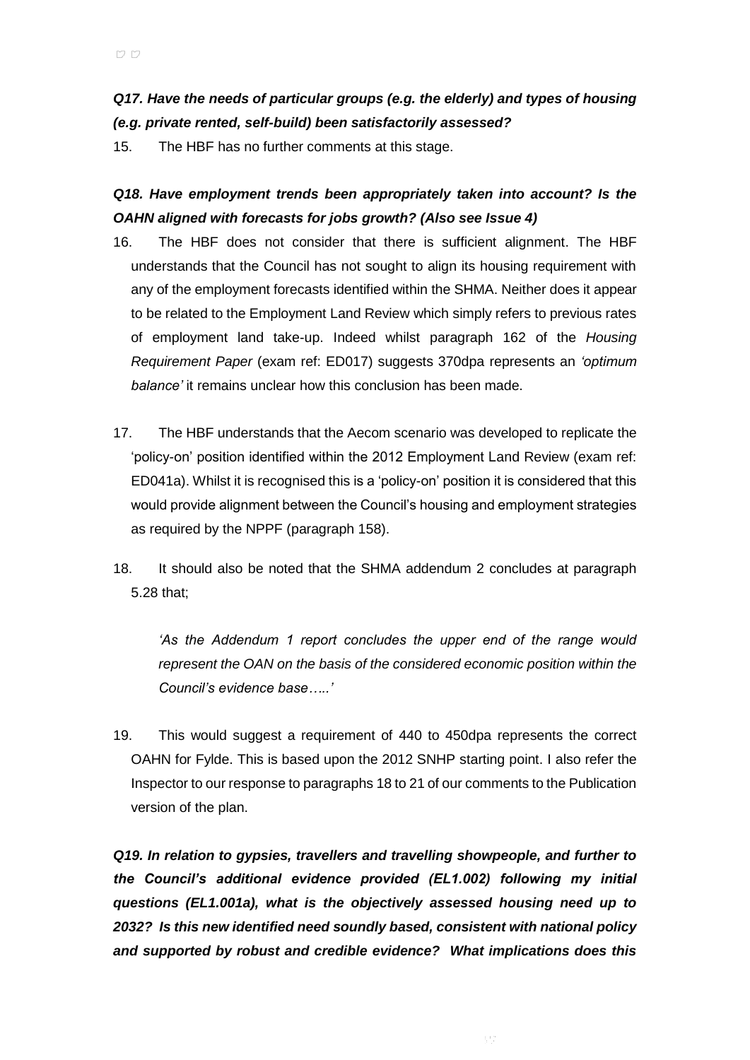***Q17. Have the needs of particular groups (e.g. the elderly) and types of housing (e.g. private rented, self-build) been satisfactorily assessed?***

15. The HBF has no further comments at this stage.

***Q18. Have employment trends been appropriately taken into account? Is the OAHN aligned with forecasts for jobs growth? (Also see Issue 4)***

16. The HBF does not consider that there is sufficient alignment. The HBF understands that the Council has not sought to align its housing requirement with any of the employment forecasts identified within the SHMA. Neither does it appear to be related to the Employment Land Review which simply refers to previous rates of employment land take-up. Indeed whilst paragraph 162 of the *Housing Requirement Paper* (exam ref: ED017) suggests 370dpa represents an *'optimum balance'* it remains unclear how this conclusion has been made.

17. The HBF understands that the Aecom scenario was developed to replicate the 'policy-on' position identified within the 2012 Employment Land Review (exam ref: ED041a). Whilst it is recognised this is a 'policy-on' position it is considered that this would provide alignment between the Council's housing and employment strategies as required by the NPPF (paragraph 158).

18. It should also be noted that the SHMA addendum 2 concludes at paragraph 5.28 that;

> *'As the Addendum 1 report concludes the upper end of the range would represent the OAN on the basis of the considered economic position within the Council's evidence base…..'*

19. This would suggest a requirement of 440 to 450dpa represents the correct OAHN for Fylde. This is based upon the 2012 SNHP starting point. I also refer the Inspector to our response to paragraphs 18 to 21 of our comments to the Publication version of the plan.

***Q19. In relation to gypsies, travellers and travelling showpeople, and further to the Council's additional evidence provided (EL1.002) following my initial questions (EL1.001a), what is the objectively assessed housing need up to 2032? Is this new identified need soundly based, consistent with national policy and supported by robust and credible evidence? What implications does this***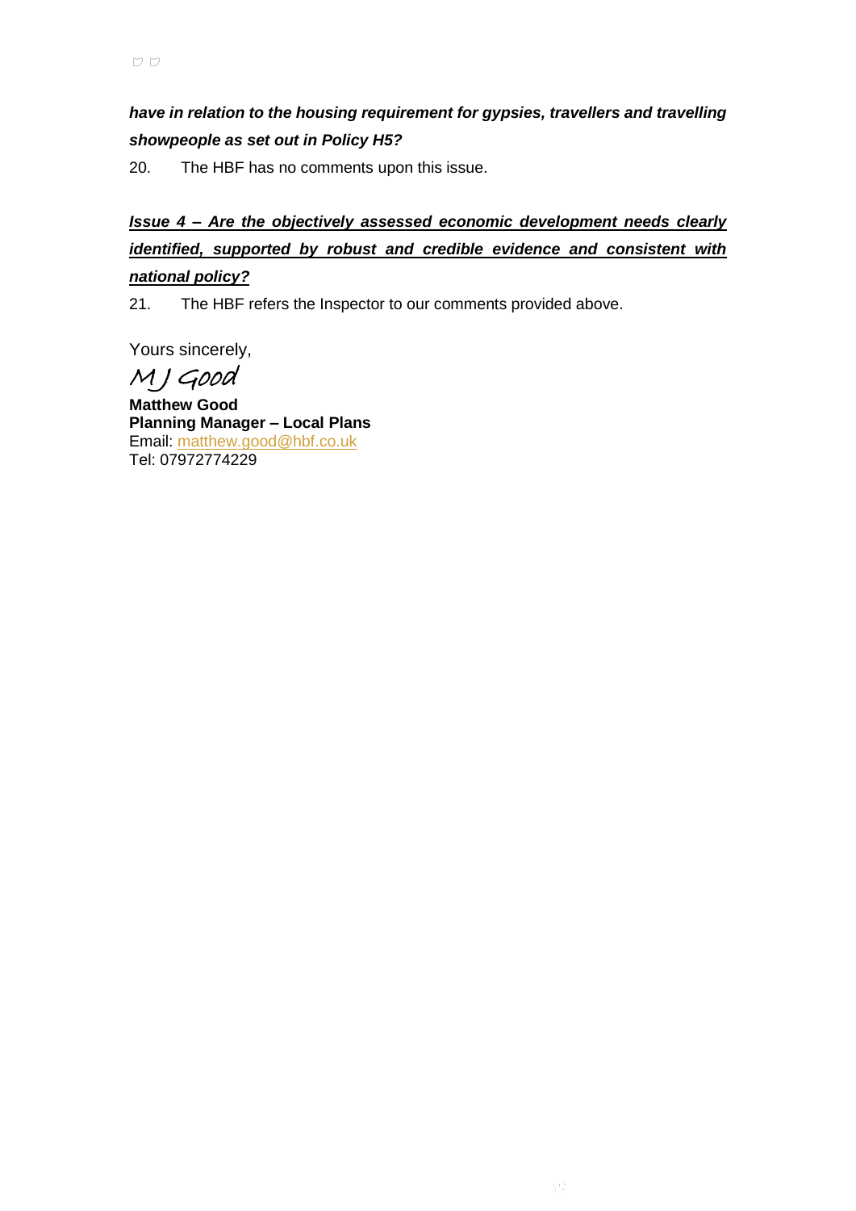***have in relation to the housing requirement for gypsies, travellers and travelling showpeople as set out in Policy H5?***

20. The HBF has no comments upon this issue.

***<u>Issue 4 – Are the objectively assessed economic development needs clearly identified, supported by robust and credible evidence and consistent with national policy?</u>***

21. The HBF refers the Inspector to our comments provided above.

Yours sincerely,

MJ Good

**Matthew Good**
**Planning Manager – Local Plans**
Email: matthew.good@hbf.co.uk
Tel: 07972774229